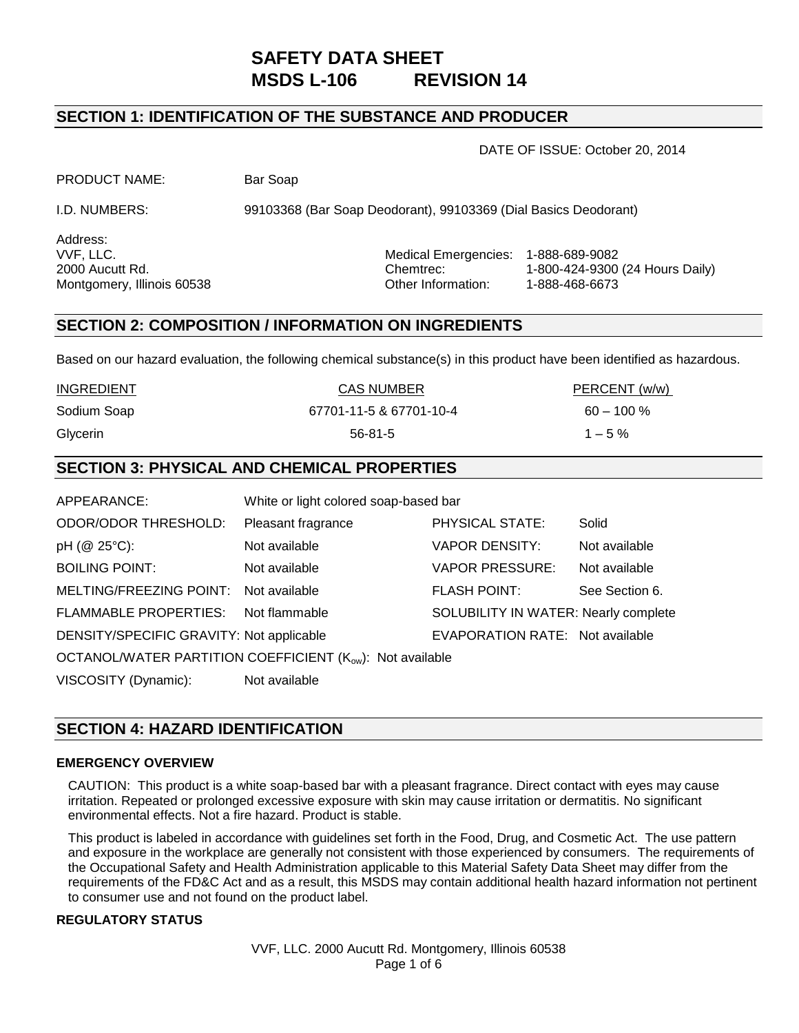# SAFETY DATA SHEET
# MSDS L-106 REVISION 14

## SECTION 1: IDENTIFICATION OF THE SUBSTANCE AND PRODUCER

DATE OF ISSUE: October 20, 2014

PRODUCT NAME: Bar Soap

I.D. NUMBERS: 99103368 (Bar Soap Deodorant), 99103369 (Dial Basics Deodorant)

Address:
VVF, LLC.
2000 Aucutt Rd.
Montgomery, Illinois 60538

Medical Emergencies: 1-888-689-9082
Chemtrec: 1-800-424-9300 (24 Hours Daily)
Other Information: 1-888-468-6673

## SECTION 2: COMPOSITION / INFORMATION ON INGREDIENTS

Based on our hazard evaluation, the following chemical substance(s) in this product have been identified as hazardous.

| INGREDIENT | CAS NUMBER | PERCENT (w/w) |
| --- | --- | --- |
| Sodium Soap | 67701-11-5 & 67701-10-4 | 60 – 100 % |
| Glycerin | 56-81-5 | 1 – 5 % |

## SECTION 3: PHYSICAL AND CHEMICAL PROPERTIES

APPEARANCE: White or light colored soap-based bar

| | | | |
| --- | --- | --- | --- |
| ODOR/ODOR THRESHOLD: | Pleasant fragrance | PHYSICAL STATE: | Solid |
| pH (@ 25°C): | Not available | VAPOR DENSITY: | Not available |
| BOILING POINT: | Not available | VAPOR PRESSURE: | Not available |
| MELTING/FREEZING POINT: | Not available | FLASH POINT: | See Section 6. |
| FLAMMABLE PROPERTIES: | Not flammable | SOLUBILITY IN WATER: | Nearly complete |
| DENSITY/SPECIFIC GRAVITY: | Not applicable | EVAPORATION RATE: | Not available |

OCTANOL/WATER PARTITION COEFFICIENT ($K_{ow}$): Not available

VISCOSITY (Dynamic): Not available

## SECTION 4: HAZARD IDENTIFICATION

### EMERGENCY OVERVIEW

CAUTION: This product is a white soap-based bar with a pleasant fragrance. Direct contact with eyes may cause irritation. Repeated or prolonged excessive exposure with skin may cause irritation or dermatitis. No significant environmental effects. Not a fire hazard. Product is stable.

This product is labeled in accordance with guidelines set forth in the Food, Drug, and Cosmetic Act. The use pattern and exposure in the workplace are generally not consistent with those experienced by consumers. The requirements of the Occupational Safety and Health Administration applicable to this Material Safety Data Sheet may differ from the requirements of the FD&C Act and as a result, this MSDS may contain additional health hazard information not pertinent to consumer use and not found on the product label.

### REGULATORY STATUS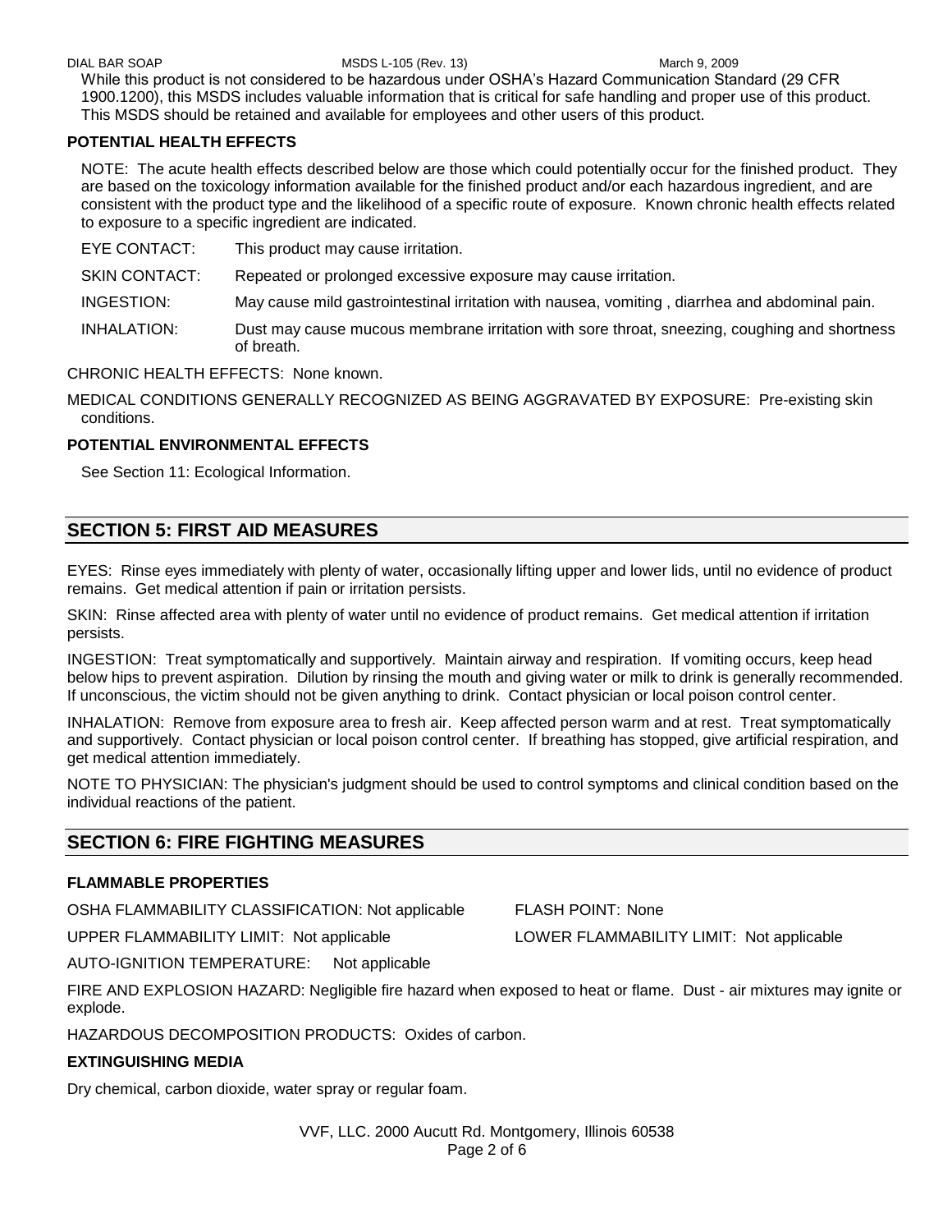While this product is not considered to be hazardous under OSHA's Hazard Communication Standard (29 CFR 1900.1200), this MSDS includes valuable information that is critical for safe handling and proper use of this product. This MSDS should be retained and available for employees and other users of this product.

### POTENTIAL HEALTH EFFECTS

NOTE: The acute health effects described below are those which could potentially occur for the finished product. They are based on the toxicology information available for the finished product and/or each hazardous ingredient, and are consistent with the product type and the likelihood of a specific route of exposure. Known chronic health effects related to exposure to a specific ingredient are indicated.

EYE CONTACT: This product may cause irritation.

SKIN CONTACT: Repeated or prolonged excessive exposure may cause irritation.

INGESTION: May cause mild gastrointestinal irritation with nausea, vomiting , diarrhea and abdominal pain.

INHALATION: Dust may cause mucous membrane irritation with sore throat, sneezing, coughing and shortness of breath.

CHRONIC HEALTH EFFECTS: None known.

MEDICAL CONDITIONS GENERALLY RECOGNIZED AS BEING AGGRAVATED BY EXPOSURE: Pre-existing skin conditions.

### POTENTIAL ENVIRONMENTAL EFFECTS

See Section 11: Ecological Information.

## SECTION 5: FIRST AID MEASURES

EYES: Rinse eyes immediately with plenty of water, occasionally lifting upper and lower lids, until no evidence of product remains. Get medical attention if pain or irritation persists.

SKIN: Rinse affected area with plenty of water until no evidence of product remains. Get medical attention if irritation persists.

INGESTION: Treat symptomatically and supportively. Maintain airway and respiration. If vomiting occurs, keep head below hips to prevent aspiration. Dilution by rinsing the mouth and giving water or milk to drink is generally recommended. If unconscious, the victim should not be given anything to drink. Contact physician or local poison control center.

INHALATION: Remove from exposure area to fresh air. Keep affected person warm and at rest. Treat symptomatically and supportively. Contact physician or local poison control center. If breathing has stopped, give artificial respiration, and get medical attention immediately.

NOTE TO PHYSICIAN: The physician's judgment should be used to control symptoms and clinical condition based on the individual reactions of the patient.

## SECTION 6: FIRE FIGHTING MEASURES

### FLAMMABLE PROPERTIES

OSHA FLAMMABILITY CLASSIFICATION: Not applicable

FLASH POINT: None

UPPER FLAMMABILITY LIMIT: Not applicable

LOWER FLAMMABILITY LIMIT: Not applicable

AUTO-IGNITION TEMPERATURE: Not applicable

FIRE AND EXPLOSION HAZARD: Negligible fire hazard when exposed to heat or flame. Dust - air mixtures may ignite or explode.

HAZARDOUS DECOMPOSITION PRODUCTS: Oxides of carbon.

### EXTINGUISHING MEDIA

Dry chemical, carbon dioxide, water spray or regular foam.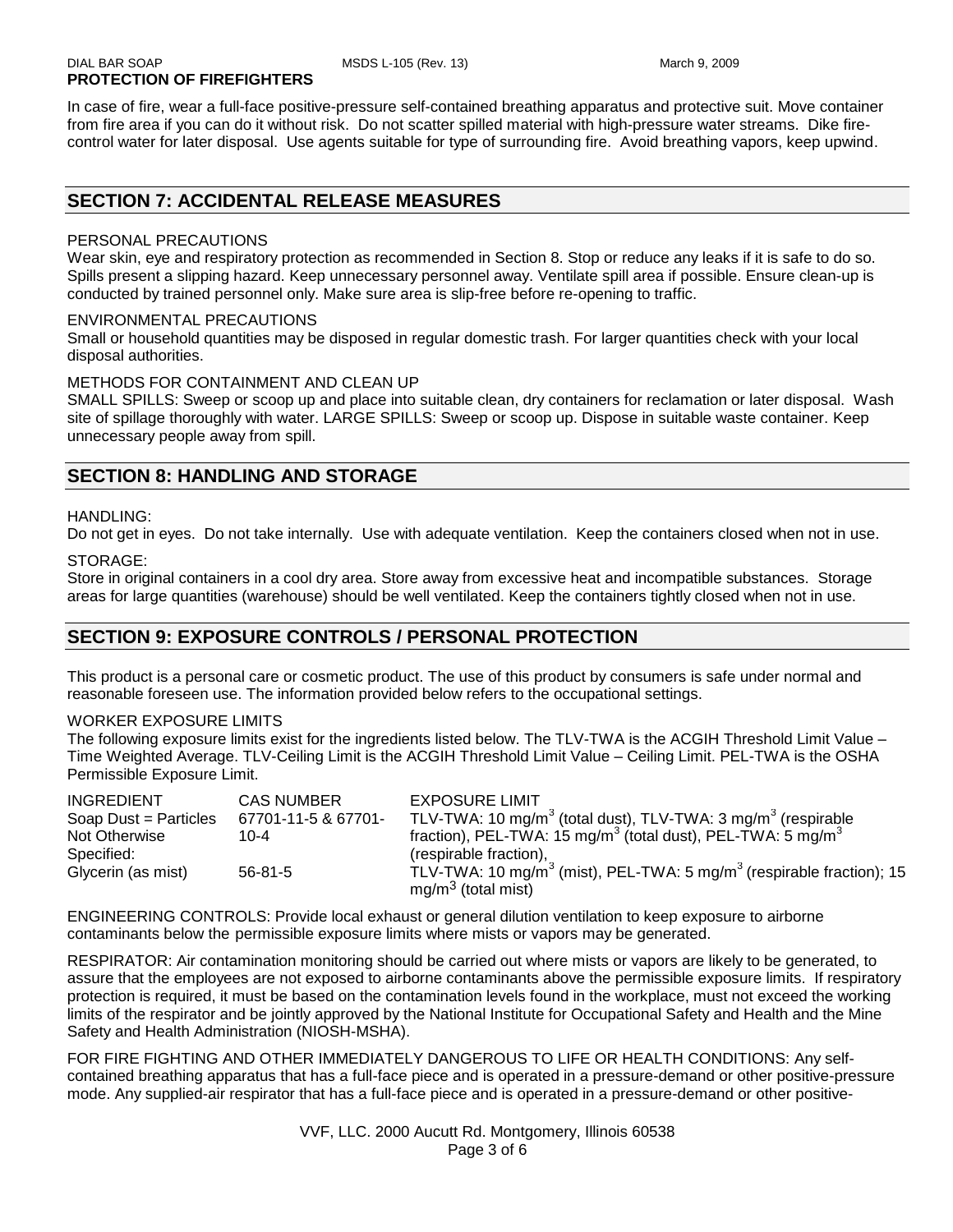**PROTECTION OF FIREFIGHTERS**

In case of fire, wear a full-face positive-pressure self-contained breathing apparatus and protective suit. Move container from fire area if you can do it without risk. Do not scatter spilled material with high-pressure water streams. Dike fire-control water for later disposal. Use agents suitable for type of surrounding fire. Avoid breathing vapors, keep upwind.

## SECTION 7: ACCIDENTAL RELEASE MEASURES

PERSONAL PRECAUTIONS
Wear skin, eye and respiratory protection as recommended in Section 8. Stop or reduce any leaks if it is safe to do so. Spills present a slipping hazard. Keep unnecessary personnel away. Ventilate spill area if possible. Ensure clean-up is conducted by trained personnel only. Make sure area is slip-free before re-opening to traffic.

ENVIRONMENTAL PRECAUTIONS
Small or household quantities may be disposed in regular domestic trash. For larger quantities check with your local disposal authorities.

METHODS FOR CONTAINMENT AND CLEAN UP
SMALL SPILLS: Sweep or scoop up and place into suitable clean, dry containers for reclamation or later disposal. Wash site of spillage thoroughly with water. LARGE SPILLS: Sweep or scoop up. Dispose in suitable waste container. Keep unnecessary people away from spill.

## SECTION 8: HANDLING AND STORAGE

HANDLING:
Do not get in eyes. Do not take internally. Use with adequate ventilation. Keep the containers closed when not in use.

STORAGE:
Store in original containers in a cool dry area. Store away from excessive heat and incompatible substances. Storage areas for large quantities (warehouse) should be well ventilated. Keep the containers tightly closed when not in use.

## SECTION 9: EXPOSURE CONTROLS / PERSONAL PROTECTION

This product is a personal care or cosmetic product. The use of this product by consumers is safe under normal and reasonable foreseen use. The information provided below refers to the occupational settings.

WORKER EXPOSURE LIMITS
The following exposure limits exist for the ingredients listed below. The TLV-TWA is the ACGIH Threshold Limit Value – Time Weighted Average. TLV-Ceiling Limit is the ACGIH Threshold Limit Value – Ceiling Limit. PEL-TWA is the OSHA Permissible Exposure Limit.

| INGREDIENT | CAS NUMBER | EXPOSURE LIMIT |
|---|---|---|
| Soap Dust = Particles Not Otherwise Specified: | 67701-11-5 & 67701-10-4 | TLV-TWA: 10 mg/m$^3$ (total dust), TLV-TWA: 3 mg/m$^3$ (respirable fraction), PEL-TWA: 15 mg/m$^3$ (total dust), PEL-TWA: 5 mg/m$^3$ (respirable fraction), |
| Glycerin (as mist) | 56-81-5 | TLV-TWA: 10 mg/m$^3$ (mist), PEL-TWA: 5 mg/m$^3$ (respirable fraction); 15 mg/m$^3$ (total mist) |

ENGINEERING CONTROLS: Provide local exhaust or general dilution ventilation to keep exposure to airborne contaminants below the permissible exposure limits where mists or vapors may be generated.

RESPIRATOR: Air contamination monitoring should be carried out where mists or vapors are likely to be generated, to assure that the employees are not exposed to airborne contaminants above the permissible exposure limits. If respiratory protection is required, it must be based on the contamination levels found in the workplace, must not exceed the working limits of the respirator and be jointly approved by the National Institute for Occupational Safety and Health and the Mine Safety and Health Administration (NIOSH-MSHA).

FOR FIRE FIGHTING AND OTHER IMMEDIATELY DANGEROUS TO LIFE OR HEALTH CONDITIONS: Any self-contained breathing apparatus that has a full-face piece and is operated in a pressure-demand or other positive-pressure mode. Any supplied-air respirator that has a full-face piece and is operated in a pressure-demand or other positive-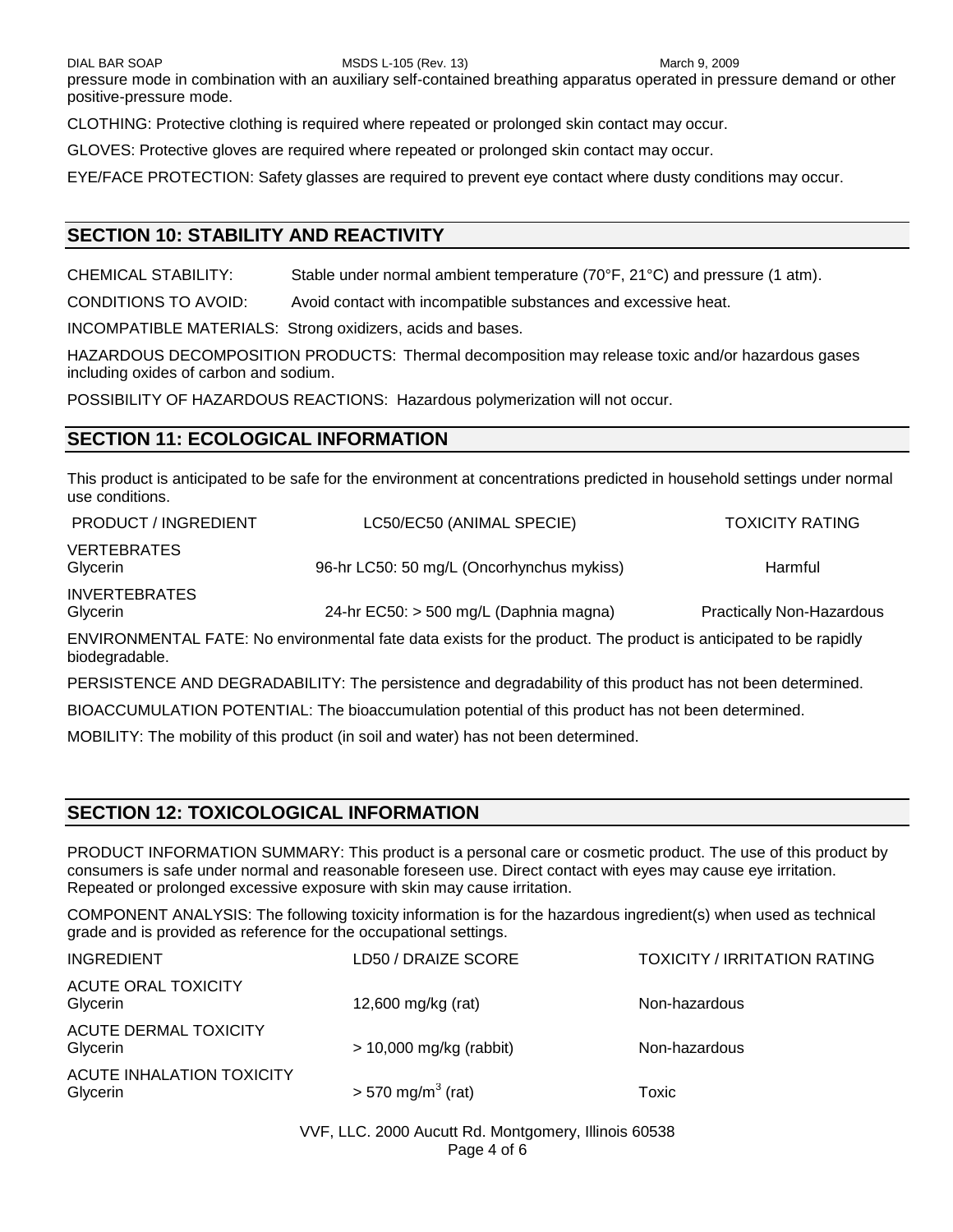pressure mode in combination with an auxiliary self-contained breathing apparatus operated in pressure demand or other positive-pressure mode.

CLOTHING: Protective clothing is required where repeated or prolonged skin contact may occur.

GLOVES: Protective gloves are required where repeated or prolonged skin contact may occur.

EYE/FACE PROTECTION: Safety glasses are required to prevent eye contact where dusty conditions may occur.

## SECTION 10: STABILITY AND REACTIVITY

CHEMICAL STABILITY: Stable under normal ambient temperature (70°F, 21°C) and pressure (1 atm).

CONDITIONS TO AVOID: Avoid contact with incompatible substances and excessive heat.

INCOMPATIBLE MATERIALS: Strong oxidizers, acids and bases.

HAZARDOUS DECOMPOSITION PRODUCTS: Thermal decomposition may release toxic and/or hazardous gases including oxides of carbon and sodium.

POSSIBILITY OF HAZARDOUS REACTIONS: Hazardous polymerization will not occur.

## SECTION 11: ECOLOGICAL INFORMATION

This product is anticipated to be safe for the environment at concentrations predicted in household settings under normal use conditions.

| PRODUCT / INGREDIENT | LC50/EC50 (ANIMAL SPECIE) | TOXICITY RATING |
|---|---|---|
| VERTEBRATES | | |
| Glycerin | 96-hr LC50: 50 mg/L (Oncorhynchus mykiss) | Harmful |
| INVERTEBRATES | | |
| Glycerin | 24-hr EC50: > 500 mg/L (Daphnia magna) | Practically Non-Hazardous |

ENVIRONMENTAL FATE: No environmental fate data exists for the product. The product is anticipated to be rapidly biodegradable.

PERSISTENCE AND DEGRADABILITY: The persistence and degradability of this product has not been determined.

BIOACCUMULATION POTENTIAL: The bioaccumulation potential of this product has not been determined.

MOBILITY: The mobility of this product (in soil and water) has not been determined.

## SECTION 12: TOXICOLOGICAL INFORMATION

PRODUCT INFORMATION SUMMARY: This product is a personal care or cosmetic product. The use of this product by consumers is safe under normal and reasonable foreseen use. Direct contact with eyes may cause eye irritation. Repeated or prolonged excessive exposure with skin may cause irritation.

COMPONENT ANALYSIS: The following toxicity information is for the hazardous ingredient(s) when used as technical grade and is provided as reference for the occupational settings.

| INGREDIENT | LD50 / DRAIZE SCORE | TOXICITY / IRRITATION RATING |
|---|---|---|
| ACUTE ORAL TOXICITY | | |
| Glycerin | 12,600 mg/kg (rat) | Non-hazardous |
| ACUTE DERMAL TOXICITY | | |
| Glycerin | > 10,000 mg/kg (rabbit) | Non-hazardous |
| ACUTE INHALATION TOXICITY | | |
| Glycerin | > 570 $mg/m^3$ (rat) | Toxic |

VVF, LLC. 2000 Aucutt Rd. Montgomery, Illinois 60538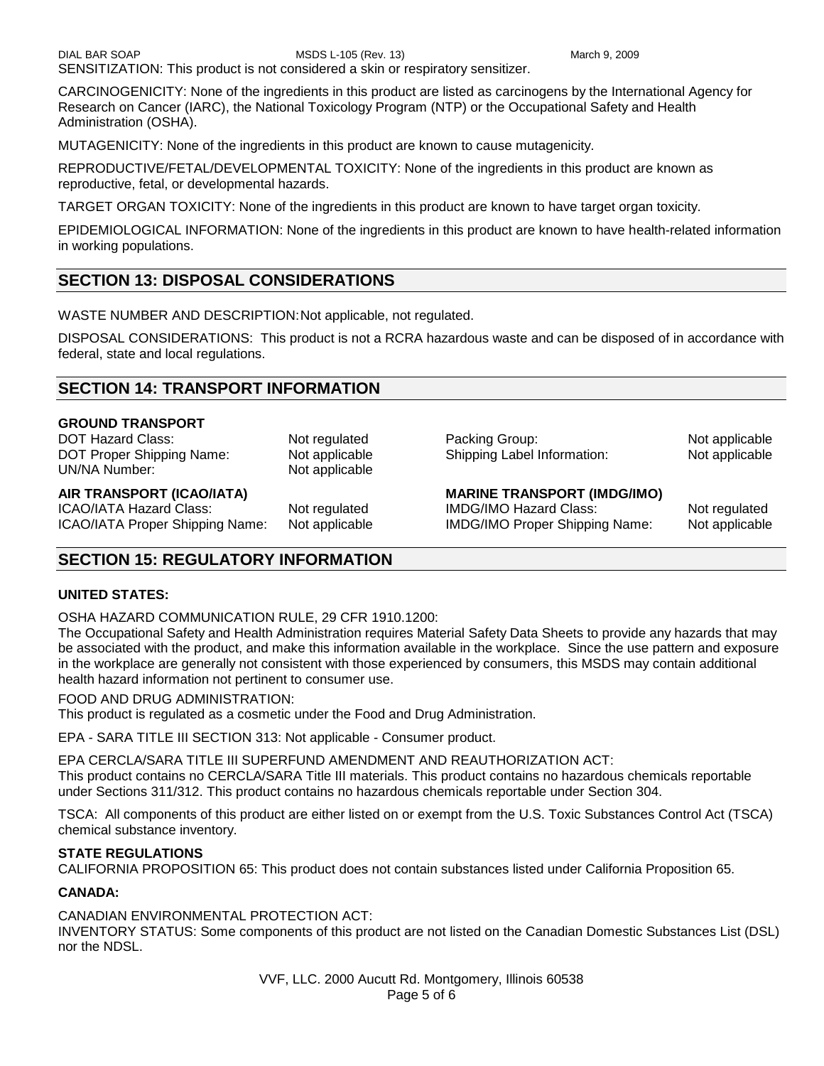SENSITIZATION: This product is not considered a skin or respiratory sensitizer.

CARCINOGENICITY: None of the ingredients in this product are listed as carcinogens by the International Agency for Research on Cancer (IARC), the National Toxicology Program (NTP) or the Occupational Safety and Health Administration (OSHA).

MUTAGENICITY: None of the ingredients in this product are known to cause mutagenicity.

REPRODUCTIVE/FETAL/DEVELOPMENTAL TOXICITY: None of the ingredients in this product are known as reproductive, fetal, or developmental hazards.

TARGET ORGAN TOXICITY: None of the ingredients in this product are known to have target organ toxicity.

EPIDEMIOLOGICAL INFORMATION: None of the ingredients in this product are known to have health-related information in working populations.

## SECTION 13: DISPOSAL CONSIDERATIONS

WASTE NUMBER AND DESCRIPTION: Not applicable, not regulated.

DISPOSAL CONSIDERATIONS: This product is not a RCRA hazardous waste and can be disposed of in accordance with federal, state and local regulations.

## SECTION 14: TRANSPORT INFORMATION

**GROUND TRANSPORT**

| | | | |
|---|---|---|---|
| DOT Hazard Class: | Not regulated | Packing Group: | Not applicable |
| DOT Proper Shipping Name: | Not applicable | Shipping Label Information: | Not applicable |
| UN/NA Number: | Not applicable | | |
| **AIR TRANSPORT (ICAO/IATA)** | | **MARINE TRANSPORT (IMDG/IMO)** | |
| ICAO/IATA Hazard Class: | Not regulated | IMDG/IMO Hazard Class: | Not regulated |
| ICAO/IATA Proper Shipping Name: | Not applicable | IMDG/IMO Proper Shipping Name: | Not applicable |

## SECTION 15: REGULATORY INFORMATION

**UNITED STATES:**

OSHA HAZARD COMMUNICATION RULE, 29 CFR 1910.1200:
The Occupational Safety and Health Administration requires Material Safety Data Sheets to provide any hazards that may be associated with the product, and make this information available in the workplace. Since the use pattern and exposure in the workplace are generally not consistent with those experienced by consumers, this MSDS may contain additional health hazard information not pertinent to consumer use.

FOOD AND DRUG ADMINISTRATION:
This product is regulated as a cosmetic under the Food and Drug Administration.

EPA - SARA TITLE III SECTION 313: Not applicable - Consumer product.

EPA CERCLA/SARA TITLE III SUPERFUND AMENDMENT AND REAUTHORIZATION ACT:
This product contains no CERCLA/SARA Title III materials. This product contains no hazardous chemicals reportable under Sections 311/312. This product contains no hazardous chemicals reportable under Section 304.

TSCA: All components of this product are either listed on or exempt from the U.S. Toxic Substances Control Act (TSCA) chemical substance inventory.

**STATE REGULATIONS**
CALIFORNIA PROPOSITION 65: This product does not contain substances listed under California Proposition 65.

**CANADA:**

CANADIAN ENVIRONMENTAL PROTECTION ACT:
INVENTORY STATUS: Some components of this product are not listed on the Canadian Domestic Substances List (DSL) nor the NDSL.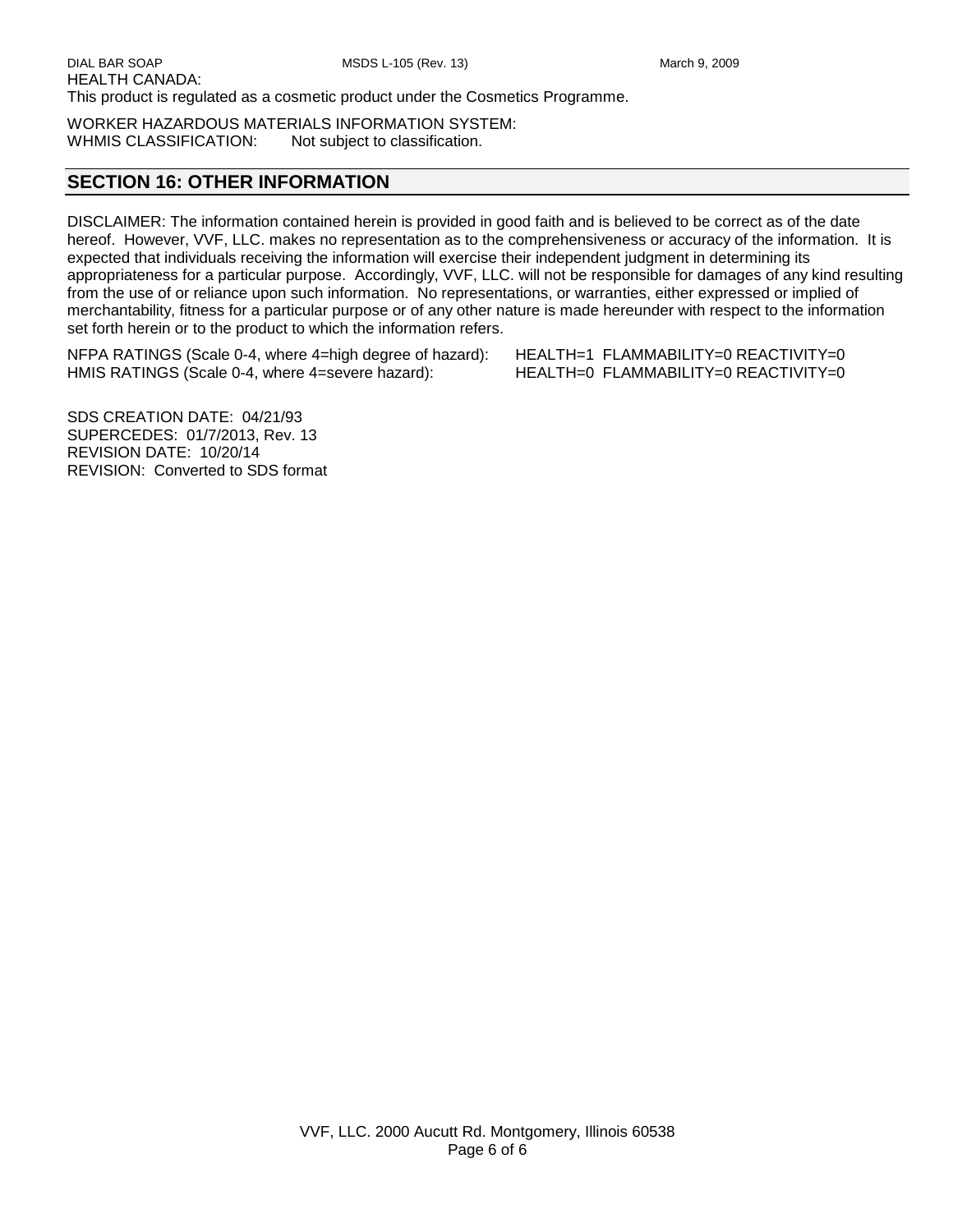HEALTH CANADA:

This product is regulated as a cosmetic product under the Cosmetics Programme.

WORKER HAZARDOUS MATERIALS INFORMATION SYSTEM:
WHMIS CLASSIFICATION: Not subject to classification.

## SECTION 16: OTHER INFORMATION

DISCLAIMER: The information contained herein is provided in good faith and is believed to be correct as of the date hereof. However, VVF, LLC. makes no representation as to the comprehensiveness or accuracy of the information. It is expected that individuals receiving the information will exercise their independent judgment in determining its appropriateness for a particular purpose. Accordingly, VVF, LLC. will not be responsible for damages of any kind resulting from the use of or reliance upon such information. No representations, or warranties, either expressed or implied of merchantability, fitness for a particular purpose or of any other nature is made hereunder with respect to the information set forth herein or to the product to which the information refers.

NFPA RATINGS (Scale 0-4, where 4=high degree of hazard): HEALTH=1 FLAMMABILITY=0 REACTIVITY=0
HMIS RATINGS (Scale 0-4, where 4=severe hazard): HEALTH=0 FLAMMABILITY=0 REACTIVITY=0

SDS CREATION DATE: 04/21/93
SUPERCEDES: 01/7/2013, Rev. 13
REVISION DATE: 10/20/14
REVISION: Converted to SDS format